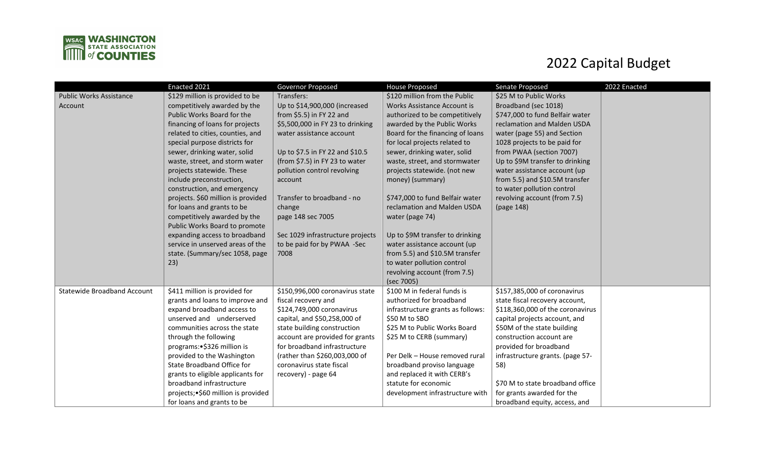# 2022 Capital Budget

| | Enacted 2021 | Governor Proposed | House Proposed | Senate Proposed | 2022 Enacted |
|---|---|---|---|---|---|
| Public Works Assistance Account | $129 million is provided to be competitively awarded by the Public Works Board for the financing of loans for projects related to cities, counties, and special purpose districts for sewer, drinking water, solid waste, street, and storm water projects statewide. These include preconstruction, construction, and emergency projects. $60 million is provided for loans and grants to be competitively awarded by the Public Works Board to promote expanding access to broadband service in unserved areas of the state. (Summary/sec 1058, page 23) | Transfers:<br>Up to $14,900,000 (increased from $5.5) in FY 22 and $5,500,000 in FY 23 to drinking water assistance account<br><br>Up to $7.5 in FY 22 and $10.5 (from $7.5) in FY 23 to water pollution control revolving account<br><br>Transfer to broadband - no change<br>page 148 sec 7005<br><br>Sec 1029 infrastructure projects to be paid for by PWAA -Sec 7008 | $120 million from the Public Works Assistance Account is authorized to be competitively awarded by the Public Works Board for the financing of loans for local projects related to sewer, drinking water, solid waste, street, and stormwater projects statewide. (not new money) (summary)<br><br>$747,000 to fund Belfair water reclamation and Malden USDA water (page 74)<br><br>Up to $9M transfer to drinking water assistance account (up from 5.5) and $10.5M transfer to water pollution control revolving account (from 7.5) (sec 7005) | $25 M to Public Works Broadband (sec 1018)<br>$747,000 to fund Belfair water reclamation and Malden USDA water (page 55) and Section 1028 projects to be paid for from PWAA (section 7007)<br>Up to $9M transfer to drinking water assistance account (up from 5.5) and $10.5M transfer to water pollution control revolving account (from 7.5) (page 148) | |
| Statewide Broadband Account | $411 million is provided for grants and loans to improve and expand broadband access to unserved and underserved communities across the state through the following programs:•$326 million is provided to the Washington State Broadband Office for grants to eligible applicants for broadband infrastructure projects;•$60 million is provided for loans and grants to be | $150,996,000 coronavirus state fiscal recovery and $124,749,000 coronavirus capital, and $50,258,000 of state building construction account are provided for grants for broadband infrastructure (rather than $260,003,000 of coronavirus state fiscal recovery) - page 64 | $100 M in federal funds is authorized for broadband infrastructure grants as follows:<br>$50 M to SBO<br>$25 M to Public Works Board<br>$25 M to CERB (summary)<br><br>Per Delk – House removed rural broadband proviso language and replaced it with CERB's statute for economic development infrastructure with | $157,385,000 of coronavirus state fiscal recovery account, $118,360,000 of the coronavirus capital projects account, and $50M of the state building construction account are provided for broadband infrastructure grants. (page 57-58)<br><br>$70 M to state broadband office for grants awarded for the broadband equity, access, and | |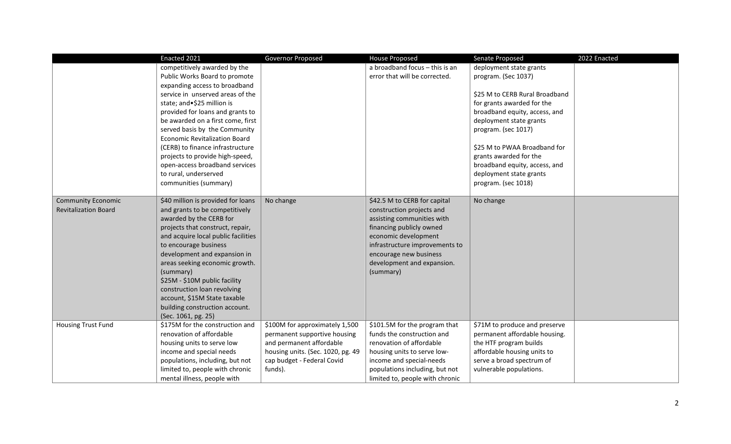| | Enacted 2021 | Governor Proposed | House Proposed | Senate Proposed | 2022 Enacted |
|---|---|---|---|---|---|
| | competitively awarded by the Public Works Board to promote expanding access to broadband service in unserved areas of the state; and•$25 million is provided for loans and grants to be awarded on a first come, first served basis by the Community Economic Revitalization Board (CERB) to finance infrastructure projects to provide high-speed, open-access broadband services to rural, underserved communities (summary) | | a broadband focus – this is an error that will be corrected. | deployment state grants program. (Sec 1037)<br><br>$25 M to CERB Rural Broadband for grants awarded for the broadband equity, access, and deployment state grants program. (sec 1017)<br><br>$25 M to PWAA Broadband for grants awarded for the broadband equity, access, and deployment state grants program. (sec 1018) | |
| Community Economic Revitalization Board | $40 million is provided for loans and grants to be competitively awarded by the CERB for projects that construct, repair, and acquire local public facilities to encourage business development and expansion in areas seeking economic growth. (summary)<br>$25M - $10M public facility construction loan revolving account, $15M State taxable building construction account. (Sec. 1061, pg. 25) | No change | $42.5 M to CERB for capital construction projects and assisting communities with financing publicly owned economic development infrastructure improvements to encourage new business development and expansion. (summary) | No change | |
| Housing Trust Fund | $175M for the construction and renovation of affordable housing units to serve low income and special needs populations, including, but not limited to, people with chronic mental illness, people with | $100M for approximately 1,500 permanent supportive housing and permanent affordable housing units. (Sec. 1020, pg. 49 cap budget - Federal Covid funds). | $101.5M for the program that funds the construction and renovation of affordable housing units to serve low-income and special-needs populations including, but not limited to, people with chronic | $71M to produce and preserve permanent affordable housing. the HTF program builds affordable housing units to serve a broad spectrum of vulnerable populations. | |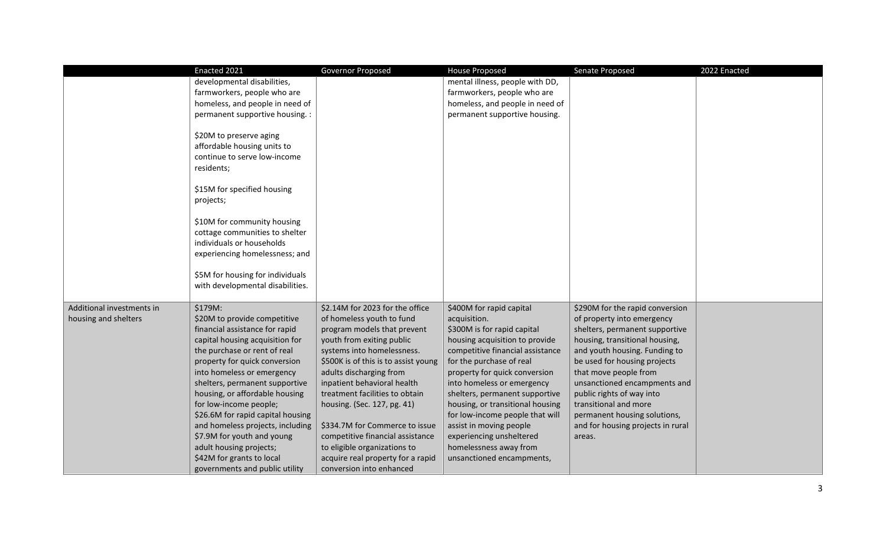| | Enacted 2021 | Governor Proposed | House Proposed | Senate Proposed | 2022 Enacted |
|---|---|---|---|---|---|
| | developmental disabilities, farmworkers, people who are homeless, and people in need of permanent supportive housing. :<br><br>$20M to preserve aging affordable housing units to continue to serve low-income residents;<br><br>$15M for specified housing projects;<br><br>$10M for community housing cottage communities to shelter individuals or households experiencing homelessness; and<br><br>$5M for housing for individuals with developmental disabilities. | | mental illness, people with DD, farmworkers, people who are homeless, and people in need of permanent supportive housing. | | |
| Additional investments in housing and shelters | $179M:<br>$20M to provide competitive financial assistance for rapid capital housing acquisition for the purchase or rent of real property for quick conversion into homeless or emergency shelters, permanent supportive housing, or affordable housing for low-income people;<br>$26.6M for rapid capital housing and homeless projects, including $7.9M for youth and young adult housing projects;<br>$42M for grants to local governments and public utility | $2.14M for 2023 for the office of homeless youth to fund program models that prevent youth from exiting public systems into homelessness. $500K is of this is to assist young adults discharging from inpatient behavioral health treatment facilities to obtain housing. (Sec. 127, pg. 41)<br><br>$334.7M for Commerce to issue competitive financial assistance to eligible organizations to acquire real property for a rapid conversion into enhanced | $400M for rapid capital acquisition.<br>$300M is for rapid capital housing acquisition to provide competitive financial assistance for the purchase of real property for quick conversion into homeless or emergency shelters, permanent supportive housing, or transitional housing for low-income people that will assist in moving people experiencing unsheltered homelessness away from unsanctioned encampments, | $290M for the rapid conversion of property into emergency shelters, permanent supportive housing, transitional housing, and youth housing. Funding to be used for housing projects that move people from unsanctioned encampments and public rights of way into transitional and more permanent housing solutions, and for housing projects in rural areas. | |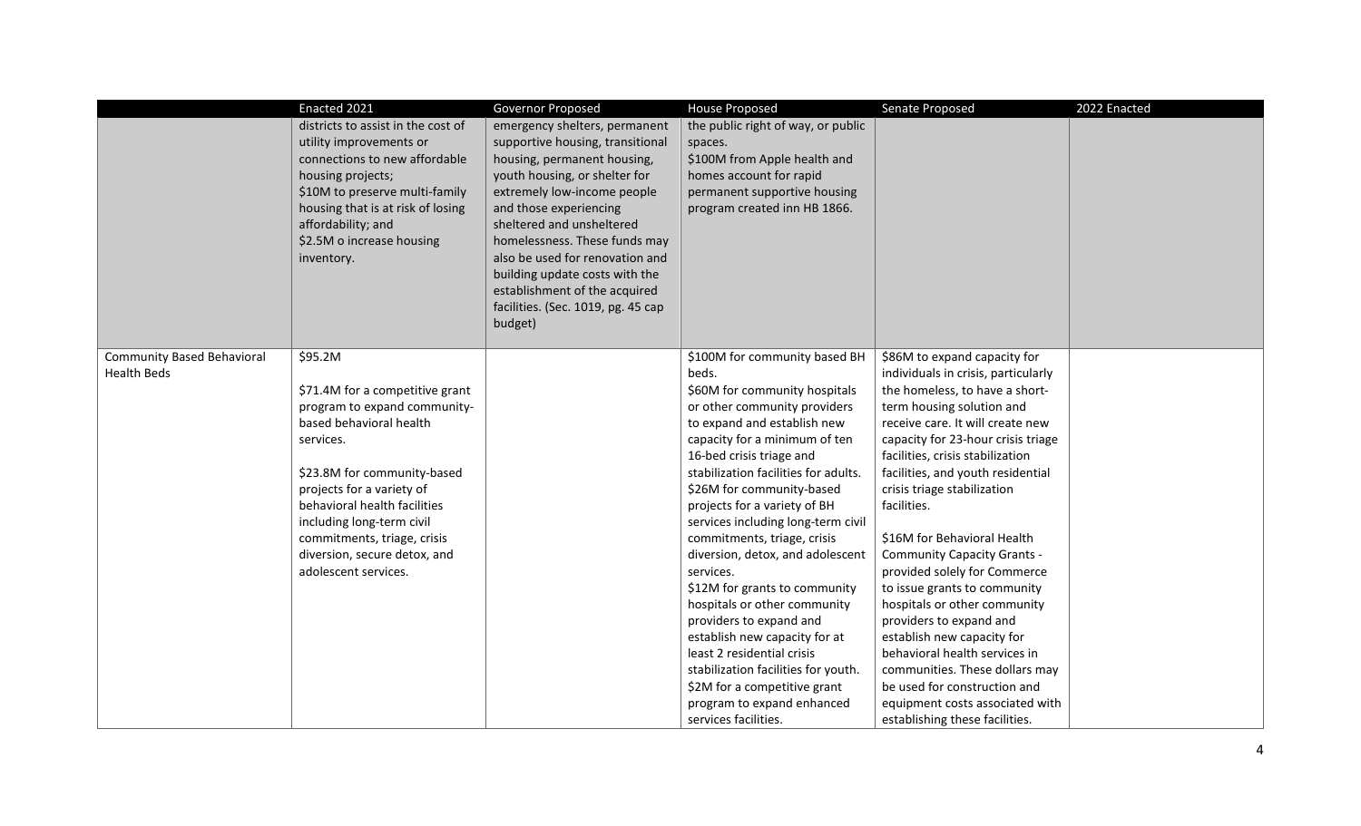| | Enacted 2021 | Governor Proposed | House Proposed | Senate Proposed | 2022 Enacted |
|---|---|---|---|---|---|
| | districts to assist in the cost of utility improvements or connections to new affordable housing projects;<br>$10M to preserve multi-family housing that is at risk of losing affordability; and<br>$2.5M o increase housing inventory. | emergency shelters, permanent supportive housing, transitional housing, permanent housing, youth housing, or shelter for extremely low-income people and those experiencing sheltered and unsheltered homelessness. These funds may also be used for renovation and building update costs with the establishment of the acquired facilities. (Sec. 1019, pg. 45 cap budget) | the public right of way, or public spaces.<br>$100M from Apple health and homes account for rapid permanent supportive housing program created inn HB 1866. | | |
| Community Based Behavioral Health Beds | $95.2M<br><br>$71.4M for a competitive grant program to expand community-based behavioral health services.<br><br>$23.8M for community-based projects for a variety of behavioral health facilities including long-term civil commitments, triage, crisis diversion, secure detox, and adolescent services. | | $100M for community based BH beds.<br>$60M for community hospitals or other community providers to expand and establish new capacity for a minimum of ten 16-bed crisis triage and stabilization facilities for adults.<br>$26M for community-based projects for a variety of BH services including long-term civil commitments, triage, crisis diversion, detox, and adolescent services.<br>$12M for grants to community hospitals or other community providers to expand and establish new capacity for at least 2 residential crisis stabilization facilities for youth.<br>$2M for a competitive grant program to expand enhanced services facilities. | $86M to expand capacity for individuals in crisis, particularly the homeless, to have a short-term housing solution and receive care. It will create new capacity for 23-hour crisis triage facilities, crisis stabilization facilities, and youth residential crisis triage stabilization facilities.<br><br>$16M for Behavioral Health Community Capacity Grants - provided solely for Commerce to issue grants to community hospitals or other community providers to expand and establish new capacity for behavioral health services in communities. These dollars may be used for construction and equipment costs associated with establishing these facilities. | |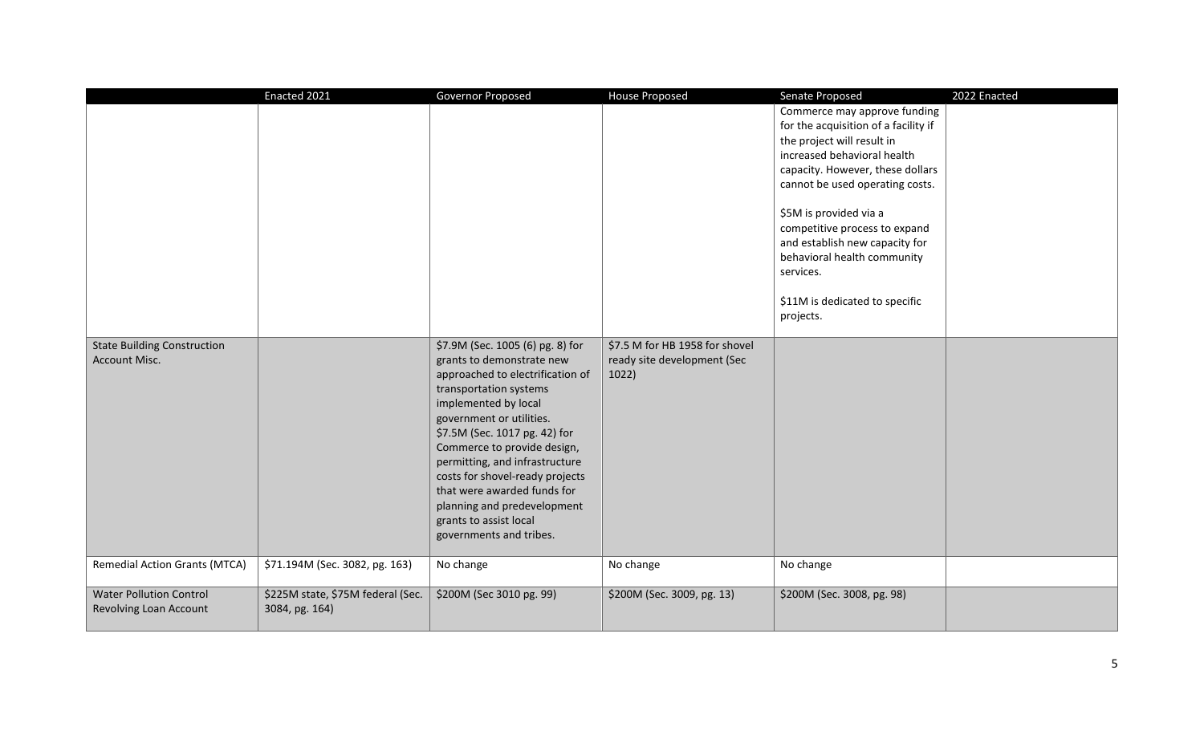| | Enacted 2021 | Governor Proposed | House Proposed | Senate Proposed | 2022 Enacted |
|---|---|---|---|---|---|
| | | | | Commerce may approve funding for the acquisition of a facility if the project will result in increased behavioral health capacity. However, these dollars cannot be used operating costs.<br><br>$5M is provided via a competitive process to expand and establish new capacity for behavioral health community services.<br><br>$11M is dedicated to specific projects. | |
| State Building Construction Account Misc. | | $7.9M (Sec. 1005 (6) pg. 8) for grants to demonstrate new approached to electrification of transportation systems implemented by local government or utilities.<br>$7.5M (Sec. 1017 pg. 42) for Commerce to provide design, permitting, and infrastructure costs for shovel-ready projects that were awarded funds for planning and predevelopment grants to assist local governments and tribes. | $7.5 M for HB 1958 for shovel ready site development (Sec 1022) | | |
| Remedial Action Grants (MTCA) | $71.194M (Sec. 3082, pg. 163) | No change | No change | No change | |
| Water Pollution Control Revolving Loan Account | $225M state, $75M federal (Sec. 3084, pg. 164) | $200M (Sec 3010 pg. 99) | $200M (Sec. 3009, pg. 13) | $200M (Sec. 3008, pg. 98) | |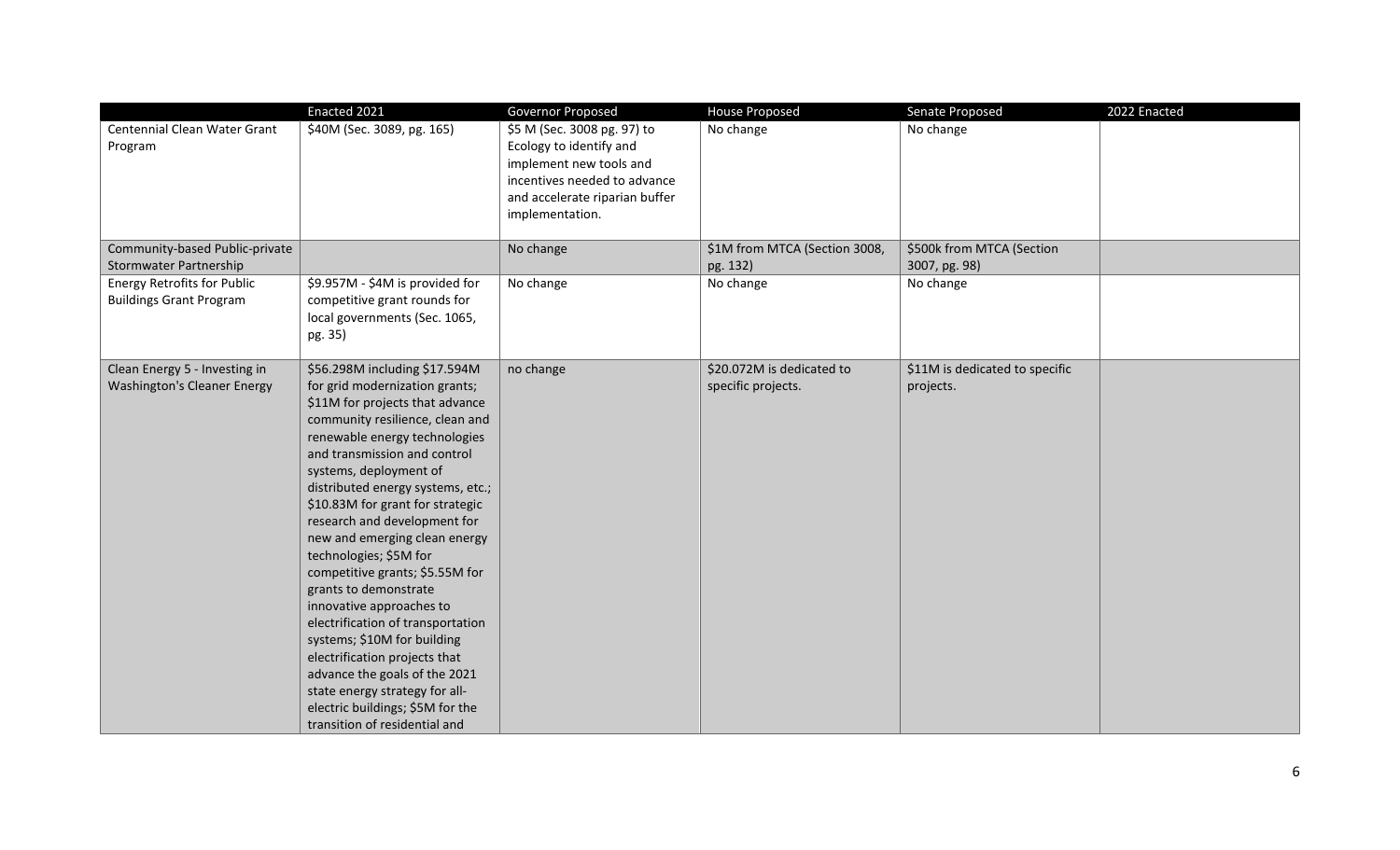| | Enacted 2021 | Governor Proposed | House Proposed | Senate Proposed | 2022 Enacted |
|---|---|---|---|---|---|
| Centennial Clean Water Grant Program | $40M (Sec. 3089, pg. 165) | $5 M (Sec. 3008 pg. 97) to Ecology to identify and implement new tools and incentives needed to advance and accelerate riparian buffer implementation. | No change | No change | |
| Community-based Public-private Stormwater Partnership | | No change | $1M from MTCA (Section 3008, pg. 132) | $500k from MTCA (Section 3007, pg. 98) | |
| Energy Retrofits for Public Buildings Grant Program | $9.957M - $4M is provided for competitive grant rounds for local governments (Sec. 1065, pg. 35) | No change | No change | No change | |
| Clean Energy 5 - Investing in Washington's Cleaner Energy | $56.298M including $17.594M for grid modernization grants; $11M for projects that advance community resilience, clean and renewable energy technologies and transmission and control systems, deployment of distributed energy systems, etc.; $10.83M for grant for strategic research and development for new and emerging clean energy technologies; $5M for competitive grants; $5.55M for grants to demonstrate innovative approaches to electrification of transportation systems; $10M for building electrification projects that advance the goals of the 2021 state energy strategy for all-electric buildings; $5M for the transition of residential and | no change | $20.072M is dedicated to specific projects. | $11M is dedicated to specific projects. | |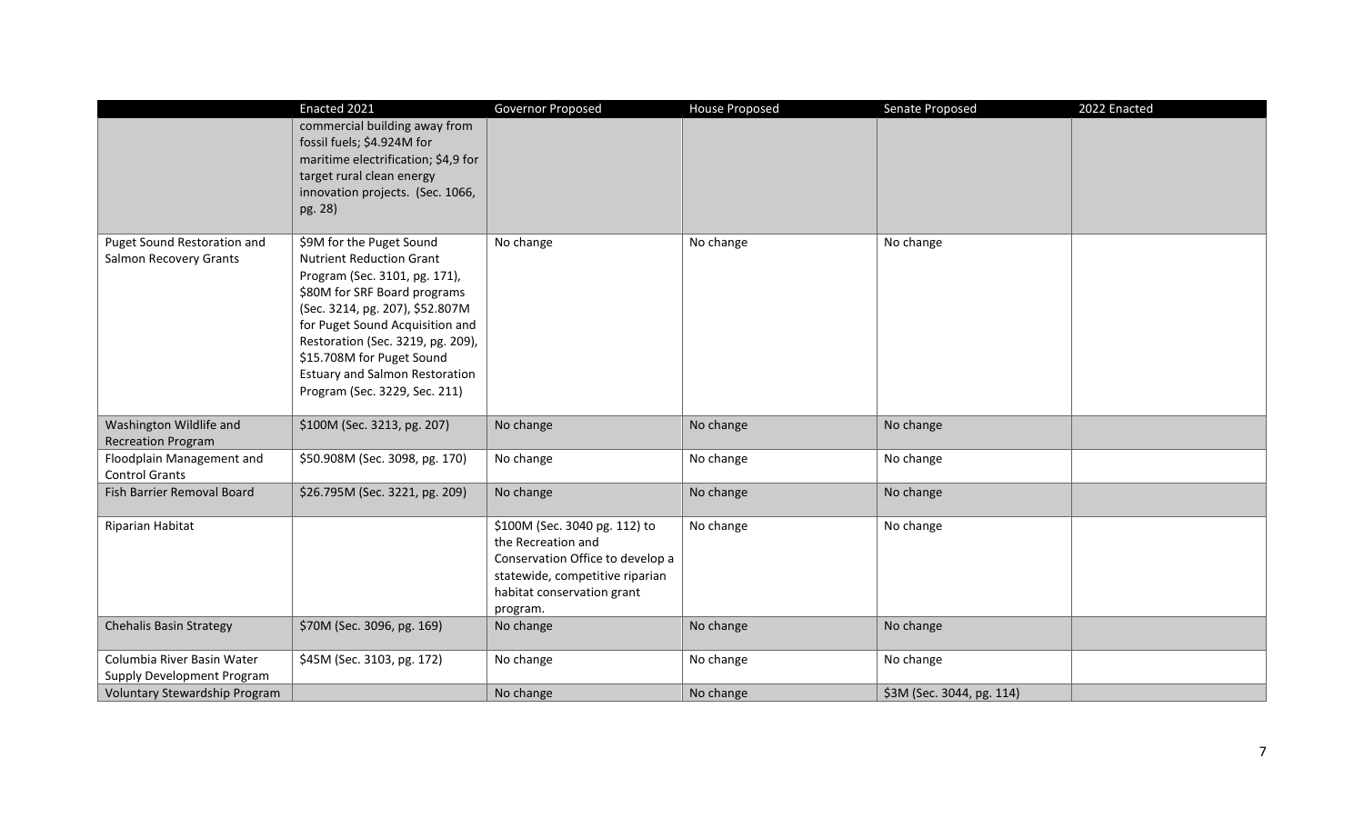| | Enacted 2021 | Governor Proposed | House Proposed | Senate Proposed | 2022 Enacted |
|---|---|---|---|---|---|
| | commercial building away from fossil fuels; $4.924M for maritime electrification; $4,9 for target rural clean energy innovation projects. (Sec. 1066, pg. 28) | | | | |
| Puget Sound Restoration and Salmon Recovery Grants | $9M for the Puget Sound Nutrient Reduction Grant Program (Sec. 3101, pg. 171), $80M for SRF Board programs (Sec. 3214, pg. 207), $52.807M for Puget Sound Acquisition and Restoration (Sec. 3219, pg. 209), $15.708M for Puget Sound Estuary and Salmon Restoration Program (Sec. 3229, Sec. 211) | No change | No change | No change | |
| Washington Wildlife and Recreation Program | $100M (Sec. 3213, pg. 207) | No change | No change | No change | |
| Floodplain Management and Control Grants | $50.908M (Sec. 3098, pg. 170) | No change | No change | No change | |
| Fish Barrier Removal Board | $26.795M (Sec. 3221, pg. 209) | No change | No change | No change | |
| Riparian Habitat | | $100M (Sec. 3040 pg. 112) to the Recreation and Conservation Office to develop a statewide, competitive riparian habitat conservation grant program. | No change | No change | |
| Chehalis Basin Strategy | $70M (Sec. 3096, pg. 169) | No change | No change | No change | |
| Columbia River Basin Water Supply Development Program | $45M (Sec. 3103, pg. 172) | No change | No change | No change | |
| Voluntary Stewardship Program | | No change | No change | $3M (Sec. 3044, pg. 114) | |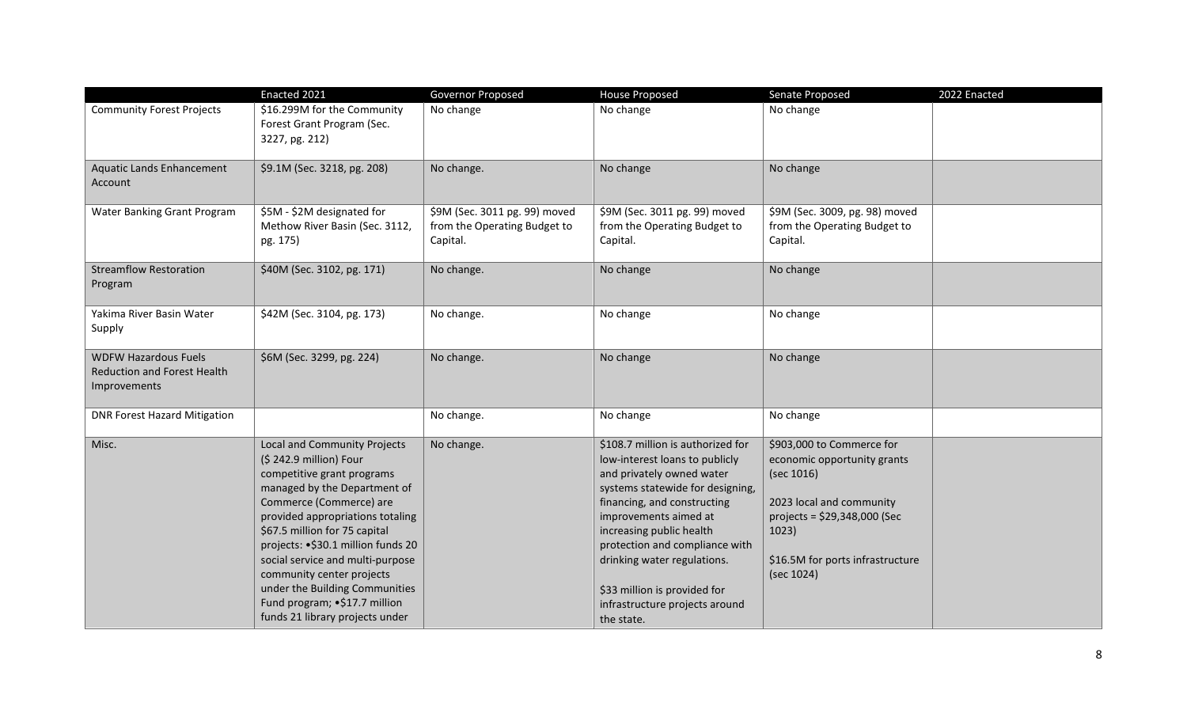| | Enacted 2021 | Governor Proposed | House Proposed | Senate Proposed | 2022 Enacted |
|---|---|---|---|---|---|
| Community Forest Projects | $16.299M for the Community Forest Grant Program (Sec. 3227, pg. 212) | No change | No change | No change | |
| Aquatic Lands Enhancement Account | $9.1M (Sec. 3218, pg. 208) | No change. | No change | No change | |
| Water Banking Grant Program | $5M - $2M designated for Methow River Basin (Sec. 3112, pg. 175) | $9M (Sec. 3011 pg. 99) moved from the Operating Budget to Capital. | $9M (Sec. 3011 pg. 99) moved from the Operating Budget to Capital. | $9M (Sec. 3009, pg. 98) moved from the Operating Budget to Capital. | |
| Streamflow Restoration Program | $40M (Sec. 3102, pg. 171) | No change. | No change | No change | |
| Yakima River Basin Water Supply | $42M (Sec. 3104, pg. 173) | No change. | No change | No change | |
| WDFW Hazardous Fuels Reduction and Forest Health Improvements | $6M (Sec. 3299, pg. 224) | No change. | No change | No change | |
| DNR Forest Hazard Mitigation | | No change. | No change | No change | |
| Misc. | Local and Community Projects ($ 242.9 million) Four competitive grant programs managed by the Department of Commerce (Commerce) are provided appropriations totaling $67.5 million for 75 capital projects: •$30.1 million funds 20 social service and multi-purpose community center projects under the Building Communities Fund program; •$17.7 million funds 21 library projects under | No change. | $108.7 million is authorized for low-interest loans to publicly and privately owned water systems statewide for designing, financing, and constructing improvements aimed at increasing public health protection and compliance with drinking water regulations.<br><br>$33 million is provided for infrastructure projects around the state. | $903,000 to Commerce for economic opportunity grants (sec 1016)<br><br>2023 local and community projects = $29,348,000 (Sec 1023)<br><br>$16.5M for ports infrastructure (sec 1024) | |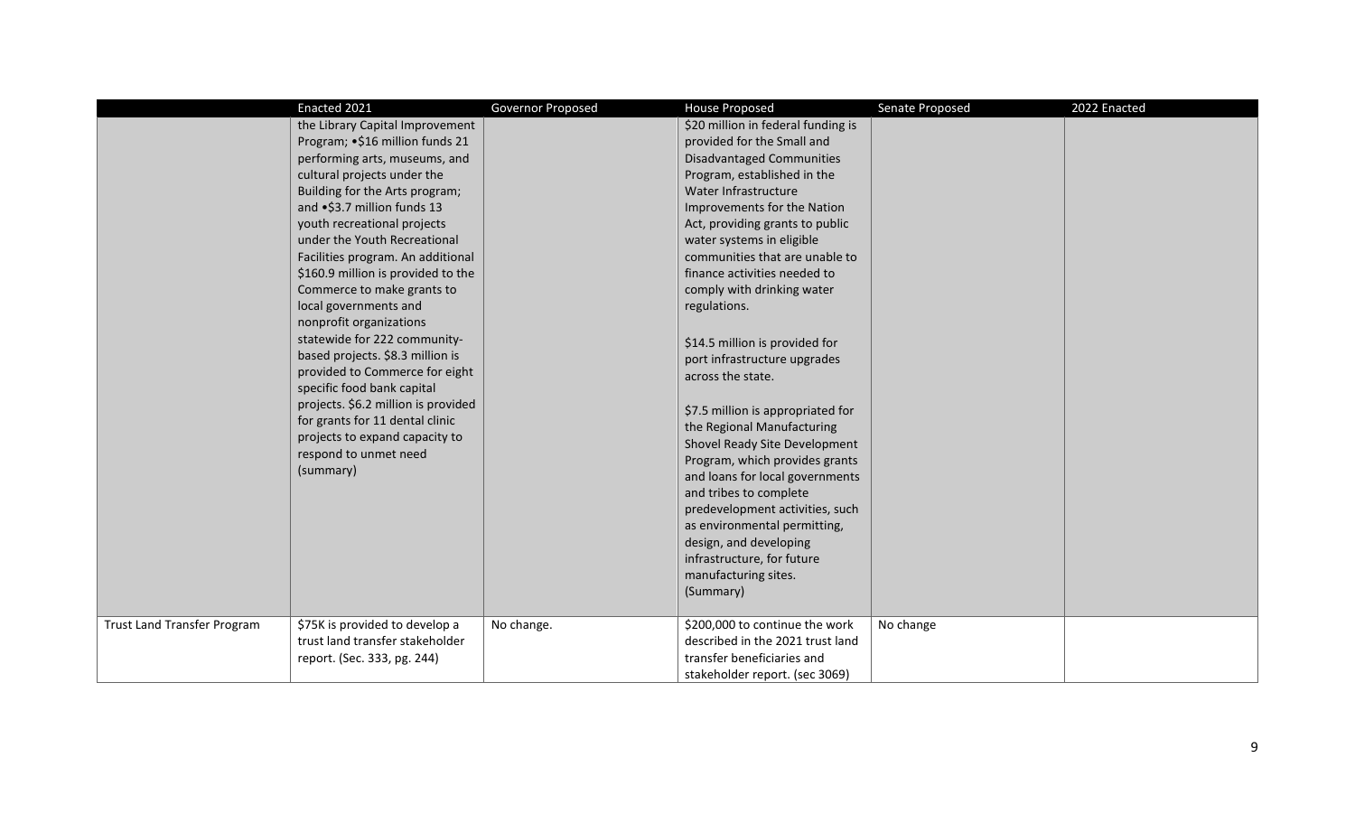| | Enacted 2021 | Governor Proposed | House Proposed | Senate Proposed | 2022 Enacted |
|---|---|---|---|---|---|
| | the Library Capital Improvement Program; •$16 million funds 21 performing arts, museums, and cultural projects under the Building for the Arts program; and •$3.7 million funds 13 youth recreational projects under the Youth Recreational Facilities program. An additional $160.9 million is provided to the Commerce to make grants to local governments and nonprofit organizations statewide for 222 community-based projects. $8.3 million is provided to Commerce for eight specific food bank capital projects. $6.2 million is provided for grants for 11 dental clinic projects to expand capacity to respond to unmet need (summary) | | $20 million in federal funding is provided for the Small and Disadvantaged Communities Program, established in the Water Infrastructure Improvements for the Nation Act, providing grants to public water systems in eligible communities that are unable to finance activities needed to comply with drinking water regulations.<br><br>$14.5 million is provided for port infrastructure upgrades across the state.<br><br>$7.5 million is appropriated for the Regional Manufacturing Shovel Ready Site Development Program, which provides grants and loans for local governments and tribes to complete predevelopment activities, such as environmental permitting, design, and developing infrastructure, for future manufacturing sites. (Summary) | | |
| Trust Land Transfer Program | $75K is provided to develop a trust land transfer stakeholder report. (Sec. 333, pg. 244) | No change. | $200,000 to continue the work described in the 2021 trust land transfer beneficiaries and stakeholder report. (sec 3069) | No change | |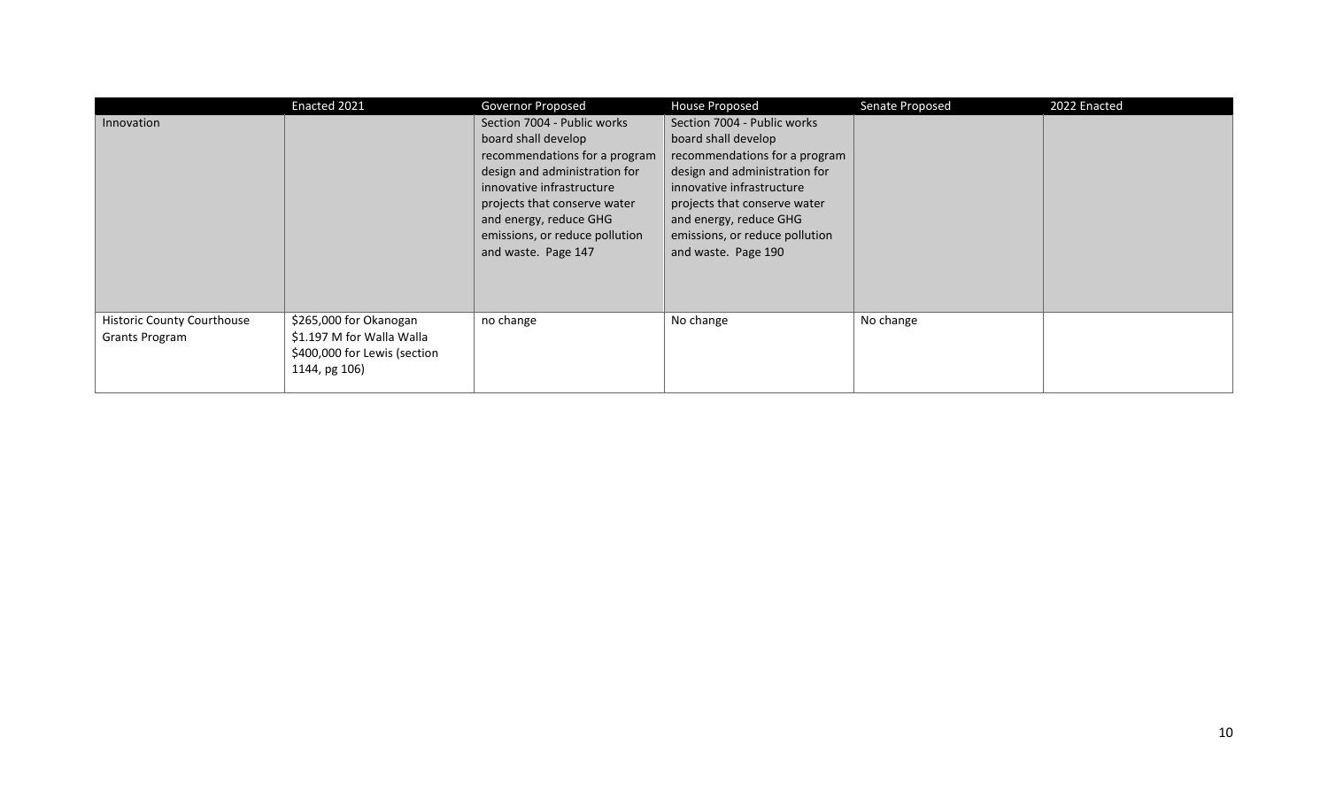| | Enacted 2021 | Governor Proposed | House Proposed | Senate Proposed | 2022 Enacted |
|---|---|---|---|---|---|
| Innovation | | Section 7004 - Public works board shall develop recommendations for a program design and administration for innovative infrastructure projects that conserve water and energy, reduce GHG emissions, or reduce pollution and waste. Page 147 | Section 7004 - Public works board shall develop recommendations for a program design and administration for innovative infrastructure projects that conserve water and energy, reduce GHG emissions, or reduce pollution and waste. Page 190 | | |
| Historic County Courthouse Grants Program | \$265,000 for Okanogan<br>\$1.197 M for Walla Walla<br>\$400,000 for Lewis (section 1144, pg 106) | no change | No change | No change | |